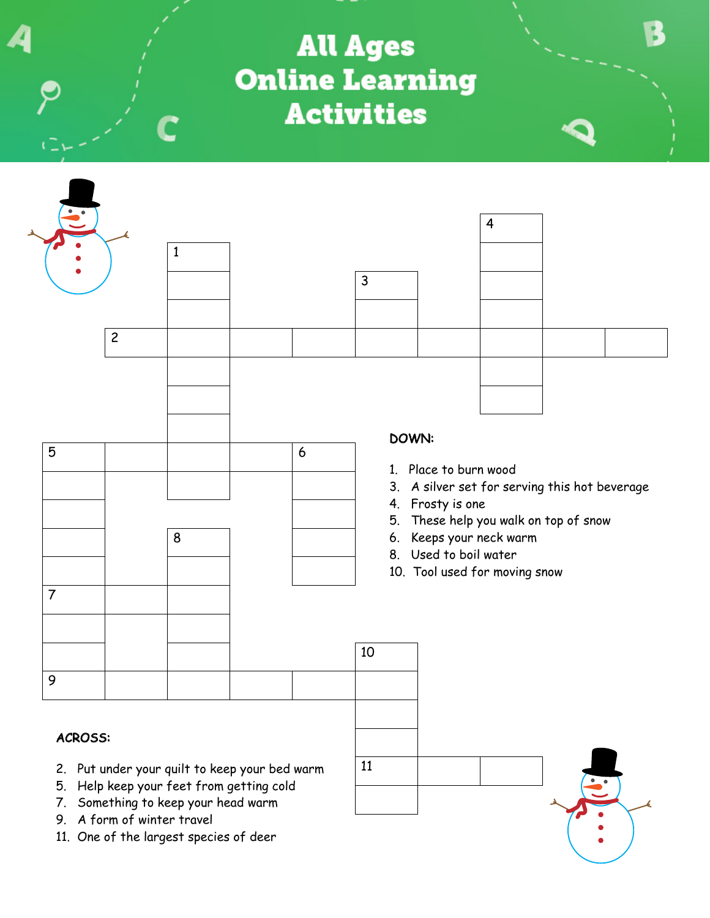# All Ages Online Learning Activities

**DOWN:**

1. Place to burn wood
3. A silver set for serving this hot beverage
4. Frosty is one
5. These help you walk on top of snow
6. Keeps your neck warm
8. Used to boil water
10. Tool used for moving snow

**ACROSS:**

2. Put under your quilt to keep your bed warm
5. Help keep your feet from getting cold
7. Something to keep your head warm
9. A form of winter travel
11. One of the largest species of deer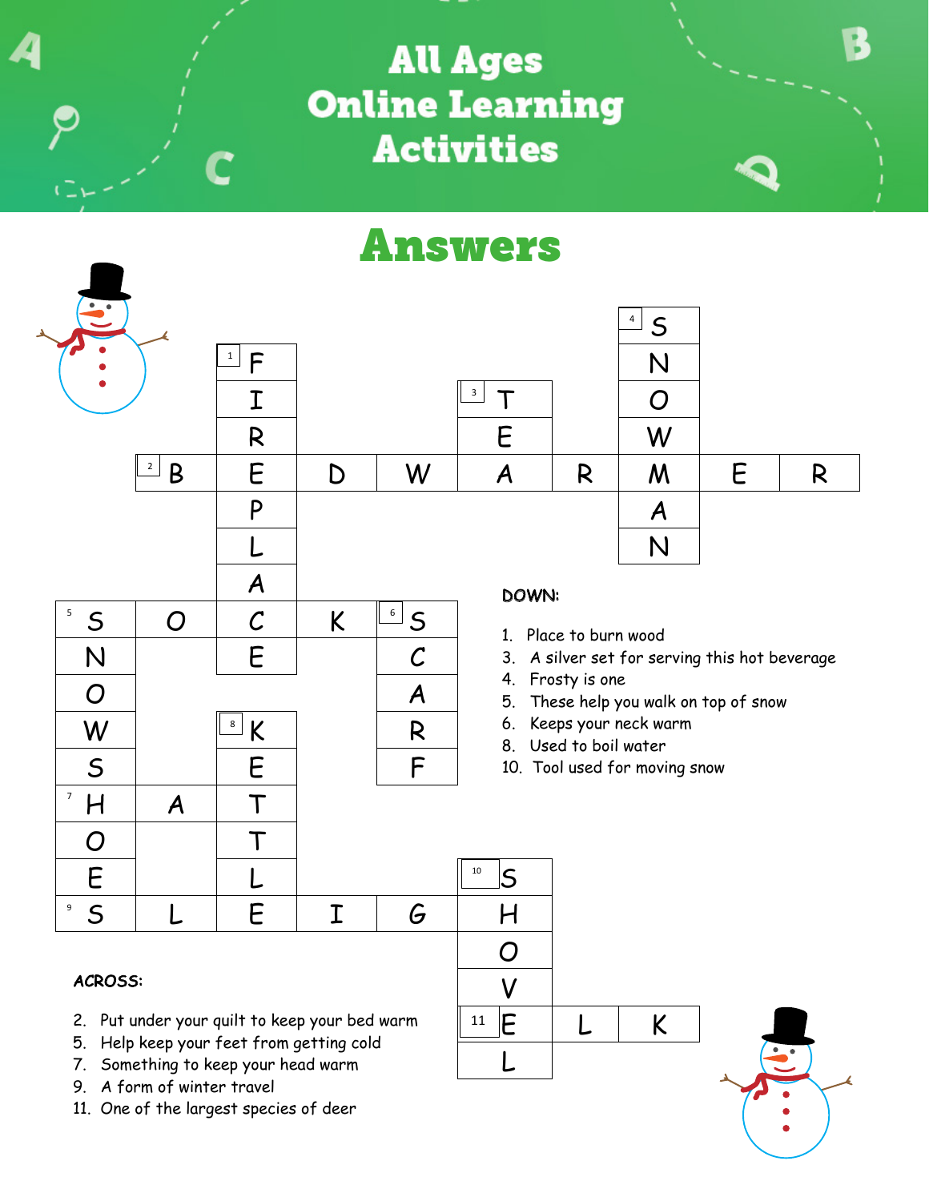# All Ages Online Learning Activities

## Answers

**DOWN:**

1. Place to burn wood
3. A silver set for serving this hot beverage
4. Frosty is one
5. These help you walk on top of snow
6. Keeps your neck warm
8. Used to boil water
10. Tool used for moving snow

**ACROSS:**

2. Put under your quilt to keep your bed warm
5. Help keep your feet from getting cold
7. Something to keep your head warm
9. A form of winter travel
11. One of the largest species of deer

1 FIREPLACE

2 BEDWARMER

3 TEA

4 SNOWMAN

5 SOCK

5 SNOWSHOES

6 SCARF

7 HAT

8 KETTLE

9 SLEIG

10 SHOVEL

11 ELK